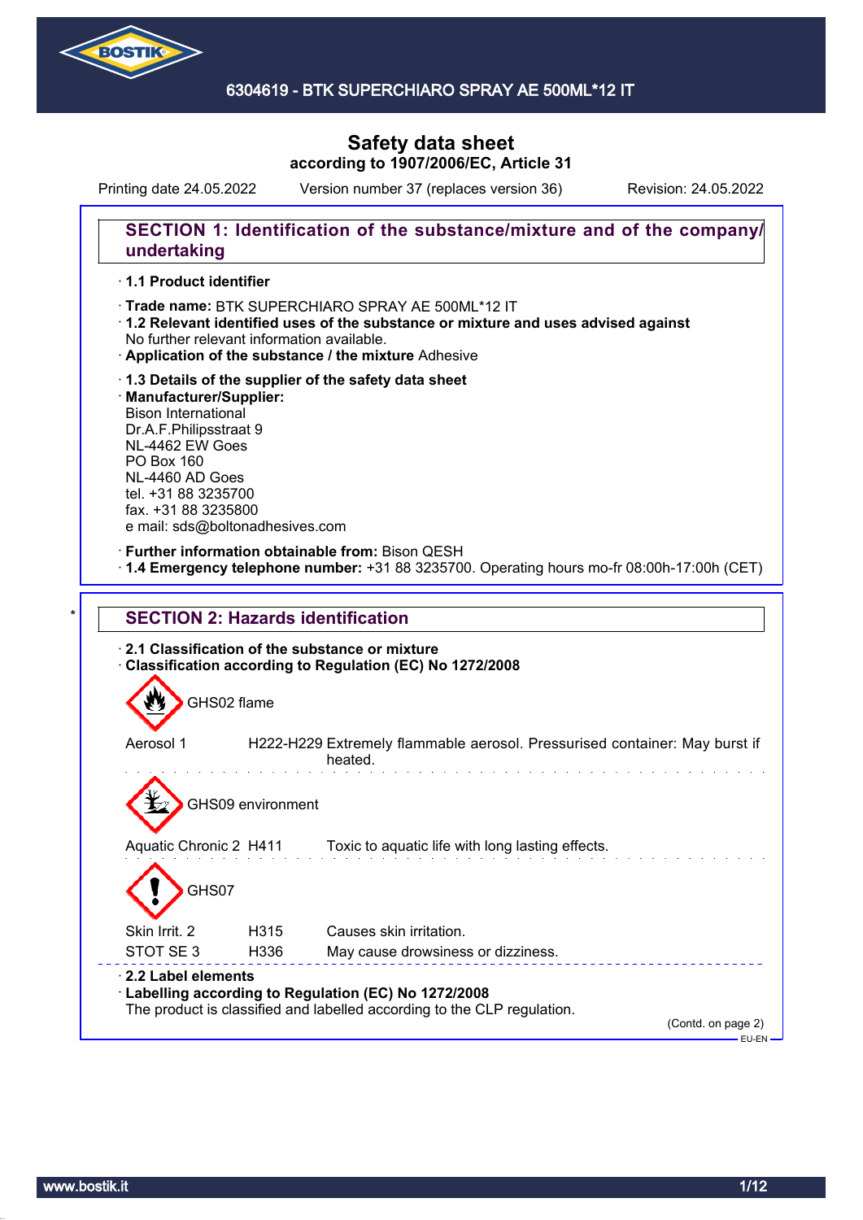# Safety data sheet
**according to 1907/2006/EC, Article 31**

Printing date 24.05.2022 Version number 37 (replaces version 36) Revision: 24.05.2022

## SECTION 1: Identification of the substance/mixture and of the company/undertaking

· **1.1 Product identifier**

· **Trade name:** BTK SUPERCHIARO SPRAY AE 500ML*12 IT
· **1.2 Relevant identified uses of the substance or mixture and uses advised against**
No further relevant information available.
· **Application of the substance / the mixture** Adhesive

· **1.3 Details of the supplier of the safety data sheet**
· **Manufacturer/Supplier:**
Bison International
Dr.A.F.Philipsstraat 9
NL-4462 EW Goes
PO Box 160
NL-4460 AD Goes
tel. +31 88 3235700
fax. +31 88 3235800
e mail: sds@boltonadhesives.com

· **Further information obtainable from:** Bison QESH
· **1.4 Emergency telephone number:** +31 88 3235700. Operating hours mo-fr 08:00h-17:00h (CET)

## * SECTION 2: Hazards identification

· **2.1 Classification of the substance or mixture**
· **Classification according to Regulation (EC) No 1272/2008**

GHS02 flame

| | | |
|---|---|---|
| Aerosol 1 | H222-H229 | Extremely flammable aerosol. Pressurised container: May burst if heated. |

GHS09 environment

| | | |
|---|---|---|
| Aquatic Chronic 2 | H411 | Toxic to aquatic life with long lasting effects. |

GHS07

| | | |
|---|---|---|
| Skin Irrit. 2 | H315 | Causes skin irritation. |
| STOT SE 3 | H336 | May cause drowsiness or dizziness. |

· **2.2 Label elements**
· **Labelling according to Regulation (EC) No 1272/2008**
The product is classified and labelled according to the CLP regulation.

(Contd. on page 2)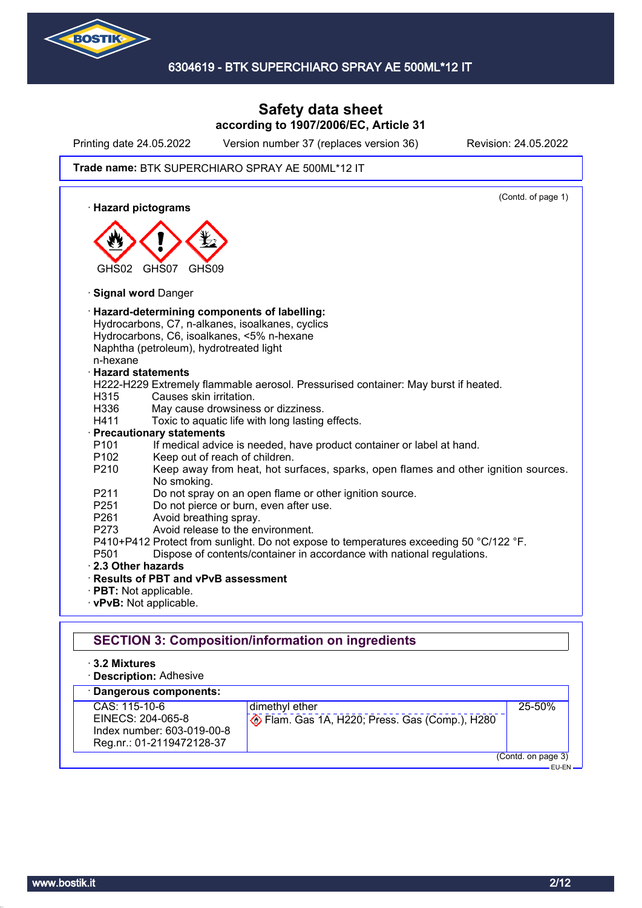Safety data sheet
according to 1907/2006/EC, Article 31

Printing date 24.05.2022 Version number 37 (replaces version 36) Revision: 24.05.2022

**Trade name:** BTK SUPERCHIARO SPRAY AE 500ML*12 IT

(Contd. of page 1)

· **Hazard pictograms**

GHS02 GHS07 GHS09

· **Signal word** Danger

· **Hazard-determining components of labelling:**
Hydrocarbons, C7, n-alkanes, isoalkanes, cyclics
Hydrocarbons, C6, isoalkanes, <5% n-hexane
Naphtha (petroleum), hydrotreated light
n-hexane

· **Hazard statements**
H222-H229 Extremely flammable aerosol. Pressurised container: May burst if heated.
H315 Causes skin irritation.
H336 May cause drowsiness or dizziness.
H411 Toxic to aquatic life with long lasting effects.

· **Precautionary statements**
P101 If medical advice is needed, have product container or label at hand.
P102 Keep out of reach of children.
P210 Keep away from heat, hot surfaces, sparks, open flames and other ignition sources. No smoking.
P211 Do not spray on an open flame or other ignition source.
P251 Do not pierce or burn, even after use.
P261 Avoid breathing spray.
P273 Avoid release to the environment.
P410+P412 Protect from sunlight. Do not expose to temperatures exceeding 50 °C/122 °F.
P501 Dispose of contents/container in accordance with national regulations.

· **2.3 Other hazards**
· **Results of PBT and vPvB assessment**
· **PBT:** Not applicable.
· **vPvB:** Not applicable.

## SECTION 3: Composition/information on ingredients

· **3.2 Mixtures**
· **Description:** Adhesive

| · **Dangerous components:** | | |
|---|---|---|
| CAS: 115-10-6<br>EINECS: 204-065-8<br>Index number: 603-019-00-8<br>Reg.nr.: 01-2119472128-37 | dimethyl ether<br>Flam. Gas 1A, H220; Press. Gas (Comp.), H280 | 25-50% |

(Contd. on page 3)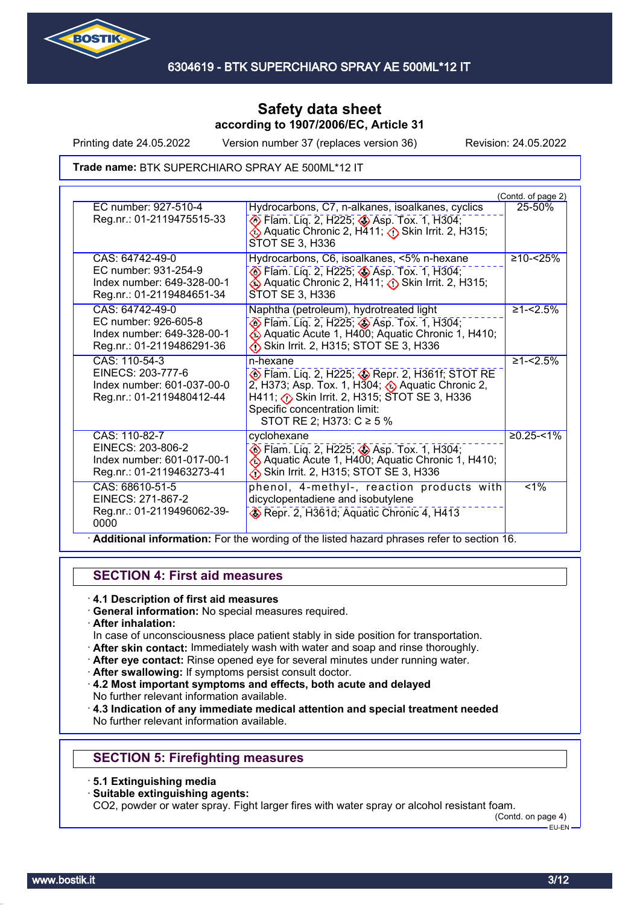# Safety data sheet
according to 1907/2006/EC, Article 31

Printing date 24.05.2022 Version number 37 (replaces version 36) Revision: 24.05.2022

**Trade name:** BTK SUPERCHIARO SPRAY AE 500ML*12 IT

(Contd. of page 2)

| | | |
|---|---|---|
| EC number: 927-510-4<br>Reg.nr.: 01-2119475515-33 | Hydrocarbons, C7, n-alkanes, isoalkanes, cyclics<br>Flam. Liq. 2, H225; Asp. Tox. 1, H304; Aquatic Chronic 2, H411; Skin Irrit. 2, H315; STOT SE 3, H336 | 25-50% |
| CAS: 64742-49-0<br>EC number: 931-254-9<br>Index number: 649-328-00-1<br>Reg.nr.: 01-2119484651-34 | Hydrocarbons, C6, isoalkanes, <5% n-hexane<br>Flam. Liq. 2, H225; Asp. Tox. 1, H304; Aquatic Chronic 2, H411; Skin Irrit. 2, H315; STOT SE 3, H336 | ≥10-<25% |
| CAS: 64742-49-0<br>EC number: 926-605-8<br>Index number: 649-328-00-1<br>Reg.nr.: 01-2119486291-36 | Naphtha (petroleum), hydrotreated light<br>Flam. Liq. 2, H225; Asp. Tox. 1, H304; Aquatic Acute 1, H400; Aquatic Chronic 1, H410; Skin Irrit. 2, H315; STOT SE 3, H336 | ≥1-<2.5% |
| CAS: 110-54-3<br>EINECS: 203-777-6<br>Index number: 601-037-00-0<br>Reg.nr.: 01-2119480412-44 | n-hexane<br>Flam. Liq. 2, H225; Repr. 2, H361f; STOT RE 2, H373; Asp. Tox. 1, H304; Aquatic Chronic 2, H411; Skin Irrit. 2, H315; STOT SE 3, H336<br>Specific concentration limit:<br>STOT RE 2; H373: C ≥ 5 % | ≥1-<2.5% |
| CAS: 110-82-7<br>EINECS: 203-806-2<br>Index number: 601-017-00-1<br>Reg.nr.: 01-2119463273-41 | cyclohexane<br>Flam. Liq. 2, H225; Asp. Tox. 1, H304; Aquatic Acute 1, H400; Aquatic Chronic 1, H410; Skin Irrit. 2, H315; STOT SE 3, H336 | ≥0.25-<1% |
| CAS: 68610-51-5<br>EINECS: 271-867-2<br>Reg.nr.: 01-2119496062-39-0000 | phenol, 4-methyl-, reaction products with dicyclopentadiene and isobutylene<br>Repr. 2, H361d; Aquatic Chronic 4, H413 | <1% |

· **Additional information:** For the wording of the listed hazard phrases refer to section 16.

## SECTION 4: First aid measures

· **4.1 Description of first aid measures**
· **General information:** No special measures required.
· **After inhalation:**
In case of unconsciousness place patient stably in side position for transportation.
· **After skin contact:** Immediately wash with water and soap and rinse thoroughly.
· **After eye contact:** Rinse opened eye for several minutes under running water.
· **After swallowing:** If symptoms persist consult doctor.
· **4.2 Most important symptoms and effects, both acute and delayed**
No further relevant information available.
· **4.3 Indication of any immediate medical attention and special treatment needed**
No further relevant information available.

## SECTION 5: Firefighting measures

· **5.1 Extinguishing media**
· **Suitable extinguishing agents:**
$CO_2$, powder or water spray. Fight larger fires with water spray or alcohol resistant foam.

(Contd. on page 4)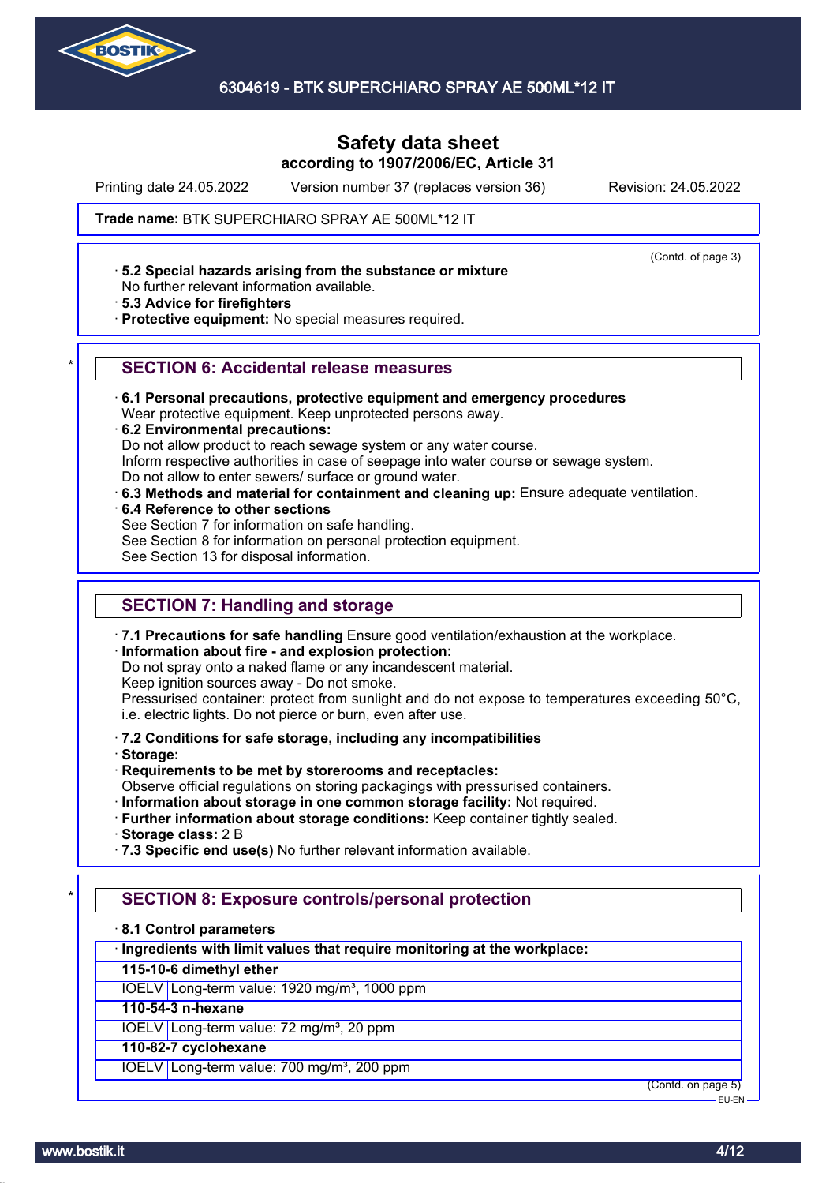Safety data sheet
according to 1907/2006/EC, Article 31

Printing date 24.05.2022 Version number 37 (replaces version 36) Revision: 24.05.2022

**Trade name:** BTK SUPERCHIARO SPRAY AE 500ML*12 IT

(Contd. of page 3)

· **5.2 Special hazards arising from the substance or mixture**
No further relevant information available.
· **5.3 Advice for firefighters**
· **Protective equipment:** No special measures required.

## * SECTION 6: Accidental release measures

· **6.1 Personal precautions, protective equipment and emergency procedures**
Wear protective equipment. Keep unprotected persons away.
· **6.2 Environmental precautions:**
Do not allow product to reach sewage system or any water course.
Inform respective authorities in case of seepage into water course or sewage system.
Do not allow to enter sewers/ surface or ground water.
· **6.3 Methods and material for containment and cleaning up:** Ensure adequate ventilation.
· **6.4 Reference to other sections**
See Section 7 for information on safe handling.
See Section 8 for information on personal protection equipment.
See Section 13 for disposal information.

## SECTION 7: Handling and storage

· **7.1 Precautions for safe handling** Ensure good ventilation/exhaustion at the workplace.
· **Information about fire - and explosion protection:**
Do not spray onto a naked flame or any incandescent material.
Keep ignition sources away - Do not smoke.
Pressurised container: protect from sunlight and do not expose to temperatures exceeding 50°C, i.e. electric lights. Do not pierce or burn, even after use.

· **7.2 Conditions for safe storage, including any incompatibilities**
· **Storage:**
· **Requirements to be met by storerooms and receptacles:**
Observe official regulations on storing packagings with pressurised containers.
· **Information about storage in one common storage facility:** Not required.
· **Further information about storage conditions:** Keep container tightly sealed.
· **Storage class:** 2 B
· **7.3 Specific end use(s)** No further relevant information available.

## * SECTION 8: Exposure controls/personal protection

· **8.1 Control parameters**

| · **Ingredients with limit values that require monitoring at the workplace:** | |
|---|---|
| **115-10-6 dimethyl ether** | |
| IOELV | Long-term value: 1920 mg/m³, 1000 ppm |
| **110-54-3 n-hexane** | |
| IOELV | Long-term value: 72 mg/m³, 20 ppm |
| **110-82-7 cyclohexane** | |
| IOELV | Long-term value: 700 mg/m³, 200 ppm |

(Contd. on page 5)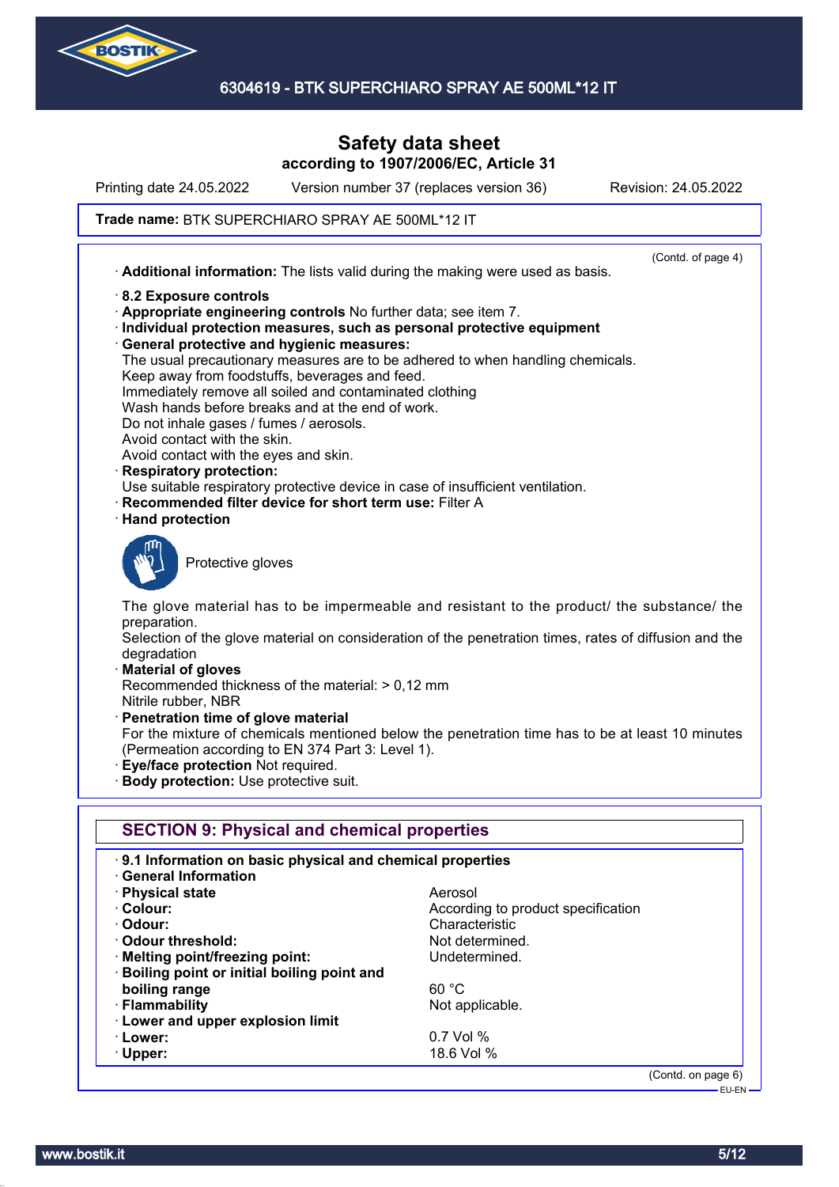Safety data sheet
according to 1907/2006/EC, Article 31

Printing date 24.05.2022 Version number 37 (replaces version 36) Revision: 24.05.2022

**Trade name:** BTK SUPERCHIARO SPRAY AE 500ML*12 IT

(Contd. of page 4)

· **Additional information:** The lists valid during the making were used as basis.

· **8.2 Exposure controls**
· **Appropriate engineering controls** No further data; see item 7.
· **Individual protection measures, such as personal protective equipment**
· **General protective and hygienic measures:**
The usual precautionary measures are to be adhered to when handling chemicals.
Keep away from foodstuffs, beverages and feed.
Immediately remove all soiled and contaminated clothing
Wash hands before breaks and at the end of work.
Do not inhale gases / fumes / aerosols.
Avoid contact with the skin.
Avoid contact with the eyes and skin.
· **Respiratory protection:**
Use suitable respiratory protective device in case of insufficient ventilation.
· **Recommended filter device for short term use:** Filter A
· **Hand protection**

Protective gloves

The glove material has to be impermeable and resistant to the product/ the substance/ the preparation.
Selection of the glove material on consideration of the penetration times, rates of diffusion and the degradation
· **Material of gloves**
Recommended thickness of the material: > 0,12 mm
Nitrile rubber, NBR
· **Penetration time of glove material**
For the mixture of chemicals mentioned below the penetration time has to be at least 10 minutes (Permeation according to EN 374 Part 3: Level 1).
· **Eye/face protection** Not required.
· **Body protection:** Use protective suit.

## SECTION 9: Physical and chemical properties

· **9.1 Information on basic physical and chemical properties**
· **General Information**

| | |
|---|---|
| · **Physical state** | Aerosol |
| · **Colour:** | According to product specification |
| · **Odour:** | Characteristic |
| · **Odour threshold:** | Not determined. |
| · **Melting point/freezing point:** | Undetermined. |
| · **Boiling point or initial boiling point and boiling range** | 60 °C |
| · **Flammability** | Not applicable. |
| · **Lower and upper explosion limit** | |
| · **Lower:** | 0.7 Vol % |
| · **Upper:** | 18.6 Vol % |

(Contd. on page 6)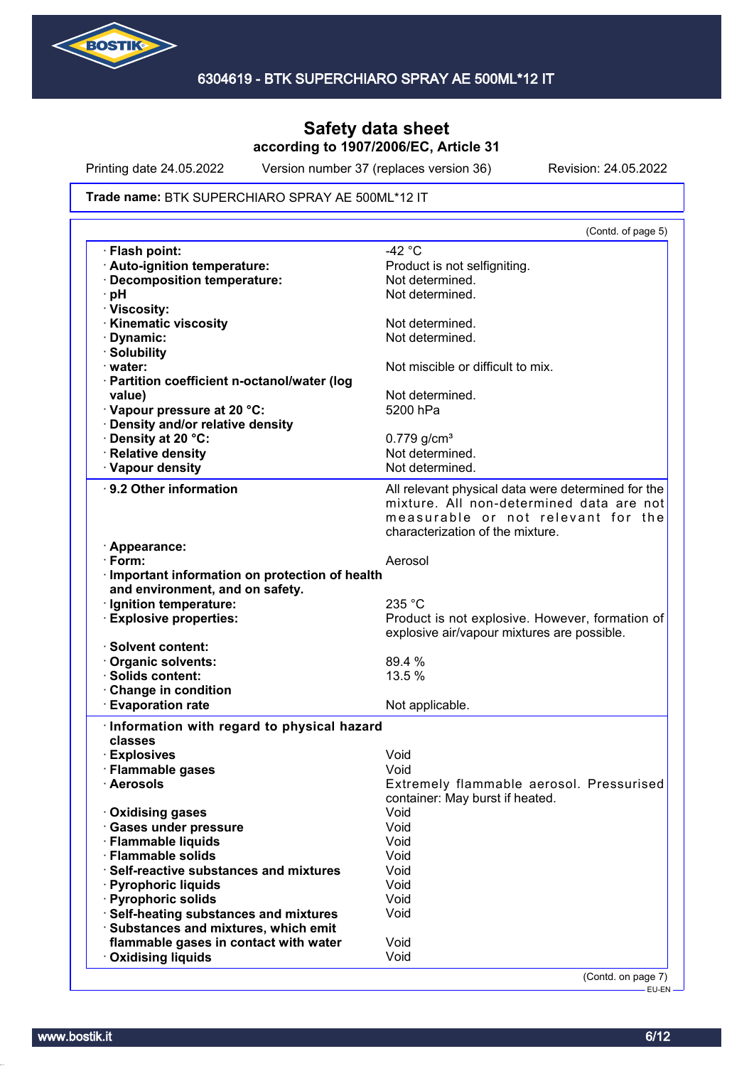# Safety data sheet

**according to 1907/2006/EC, Article 31**

Printing date 24.05.2022 Version number 37 (replaces version 36) Revision: 24.05.2022

**Trade name:** BTK SUPERCHIARO SPRAY AE 500ML*12 IT

(Contd. of page 5)

| | |
|---|---|
| · **Flash point:** | -42 °C |
| · **Auto-ignition temperature:** | Product is not selfigniting. |
| · **Decomposition temperature:** | Not determined. |
| · **pH** | Not determined. |
| · **Viscosity:** | |
| · **Kinematic viscosity** | Not determined. |
| · **Dynamic:** | Not determined. |
| · **Solubility** | |
| · **water:** | Not miscible or difficult to mix. |
| · **Partition coefficient n-octanol/water (log value)** | Not determined. |
| · **Vapour pressure at 20 °C:** | 5200 hPa |
| · **Density and/or relative density** | |
| · **Density at 20 °C:** | 0.779 g/cm³ |
| · **Relative density** | Not determined. |
| · **Vapour density** | Not determined. |

| | |
|---|---|
| · **9.2 Other information** | All relevant physical data were determined for the mixture. All non-determined data are not measurable or not relevant for the characterization of the mixture. |
| · **Appearance:** | |
| · **Form:** | Aerosol |
| · **Important information on protection of health and environment, and on safety.** | |
| · **Ignition temperature:** | 235 °C |
| · **Explosive properties:** | Product is not explosive. However, formation of explosive air/vapour mixtures are possible. |
| · **Solvent content:** | |
| · **Organic solvents:** | 89.4 % |
| · **Solids content:** | 13.5 % |
| · **Change in condition** | |
| · **Evaporation rate** | Not applicable. |

| | |
|---|---|
| · **Information with regard to physical hazard classes** | |
| · **Explosives** | Void |
| · **Flammable gases** | Void |
| · **Aerosols** | Extremely flammable aerosol. Pressurised container: May burst if heated. |
| · **Oxidising gases** | Void |
| · **Gases under pressure** | Void |
| · **Flammable liquids** | Void |
| · **Flammable solids** | Void |
| · **Self-reactive substances and mixtures** | Void |
| · **Pyrophoric liquids** | Void |
| · **Pyrophoric solids** | Void |
| · **Self-heating substances and mixtures** | Void |
| · **Substances and mixtures, which emit flammable gases in contact with water** | Void |
| · **Oxidising liquids** | Void |

(Contd. on page 7)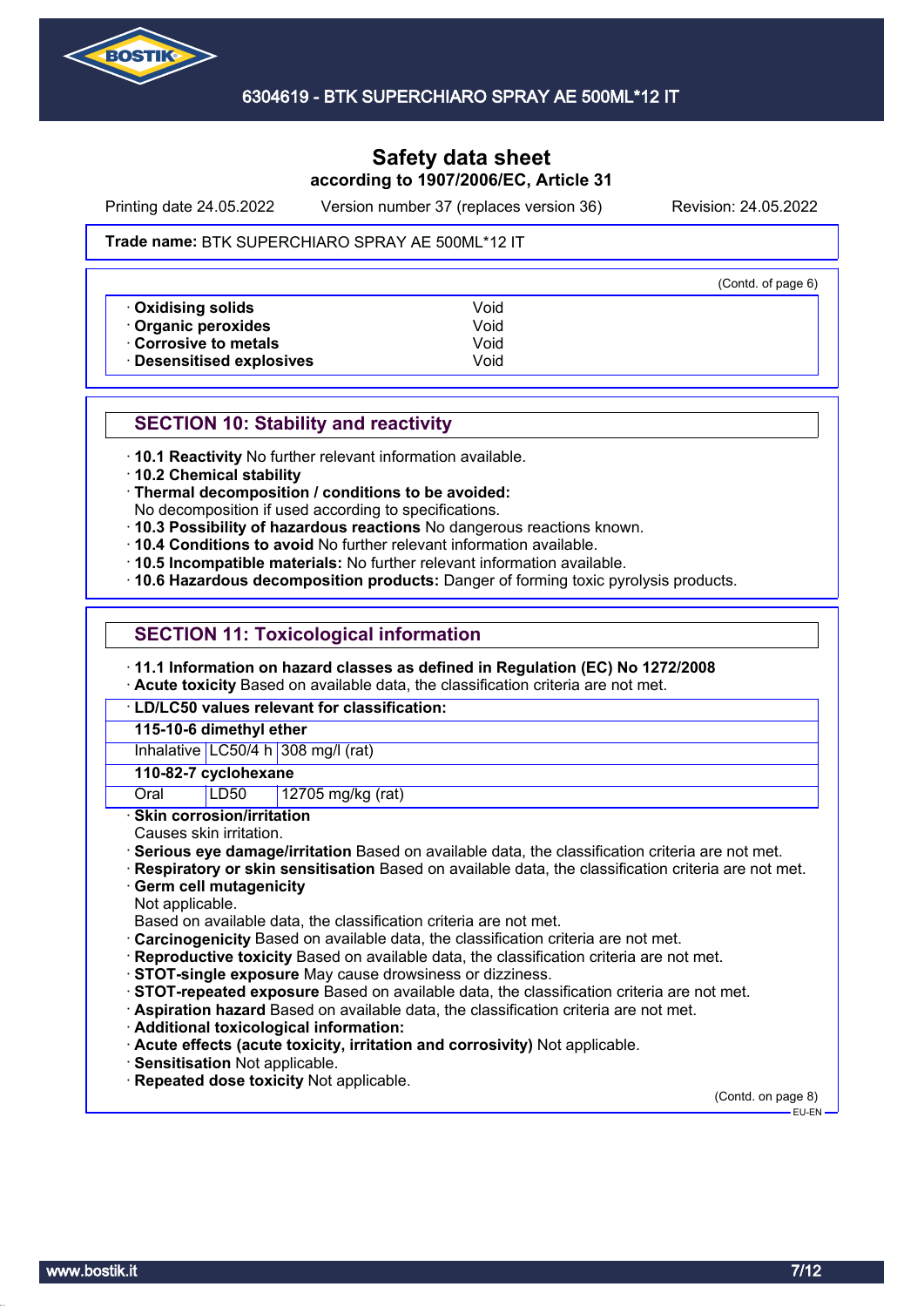Safety data sheet
according to 1907/2006/EC, Article 31

Printing date 24.05.2022 Version number 37 (replaces version 36) Revision: 24.05.2022

**Trade name:** BTK SUPERCHIARO SPRAY AE 500ML*12 IT

(Contd. of page 6)

| | |
|---|---|
| · **Oxidising solids** | Void |
| · **Organic peroxides** | Void |
| · **Corrosive to metals** | Void |
| · **Desensitised explosives** | Void |

## SECTION 10: Stability and reactivity

- · **10.1 Reactivity** No further relevant information available.
- · **10.2 Chemical stability**
- · **Thermal decomposition / conditions to be avoided:**
  No decomposition if used according to specifications.
- · **10.3 Possibility of hazardous reactions** No dangerous reactions known.
- · **10.4 Conditions to avoid** No further relevant information available.
- · **10.5 Incompatible materials:** No further relevant information available.
- · **10.6 Hazardous decomposition products:** Danger of forming toxic pyrolysis products.

## SECTION 11: Toxicological information

- · **11.1 Information on hazard classes as defined in Regulation (EC) No 1272/2008**
- · **Acute toxicity** Based on available data, the classification criteria are not met.

| · LD/LC50 values relevant for classification: | | |
|---|---|---|
| **115-10-6 dimethyl ether** | | |
| Inhalative | LC50/4 h | 308 mg/l (rat) |
| **110-82-7 cyclohexane** | | |
| Oral | LD50 | 12705 mg/kg (rat) |

- · **Skin corrosion/irritation**
  Causes skin irritation.
- · **Serious eye damage/irritation** Based on available data, the classification criteria are not met.
- · **Respiratory or skin sensitisation** Based on available data, the classification criteria are not met.
- · **Germ cell mutagenicity**
  Not applicable.
  Based on available data, the classification criteria are not met.
- · **Carcinogenicity** Based on available data, the classification criteria are not met.
- · **Reproductive toxicity** Based on available data, the classification criteria are not met.
- · **STOT-single exposure** May cause drowsiness or dizziness.
- · **STOT-repeated exposure** Based on available data, the classification criteria are not met.
- · **Aspiration hazard** Based on available data, the classification criteria are not met.
- · **Additional toxicological information:**
- · **Acute effects (acute toxicity, irritation and corrosivity)** Not applicable.
- · **Sensitisation** Not applicable.
- · **Repeated dose toxicity** Not applicable.

(Contd. on page 8)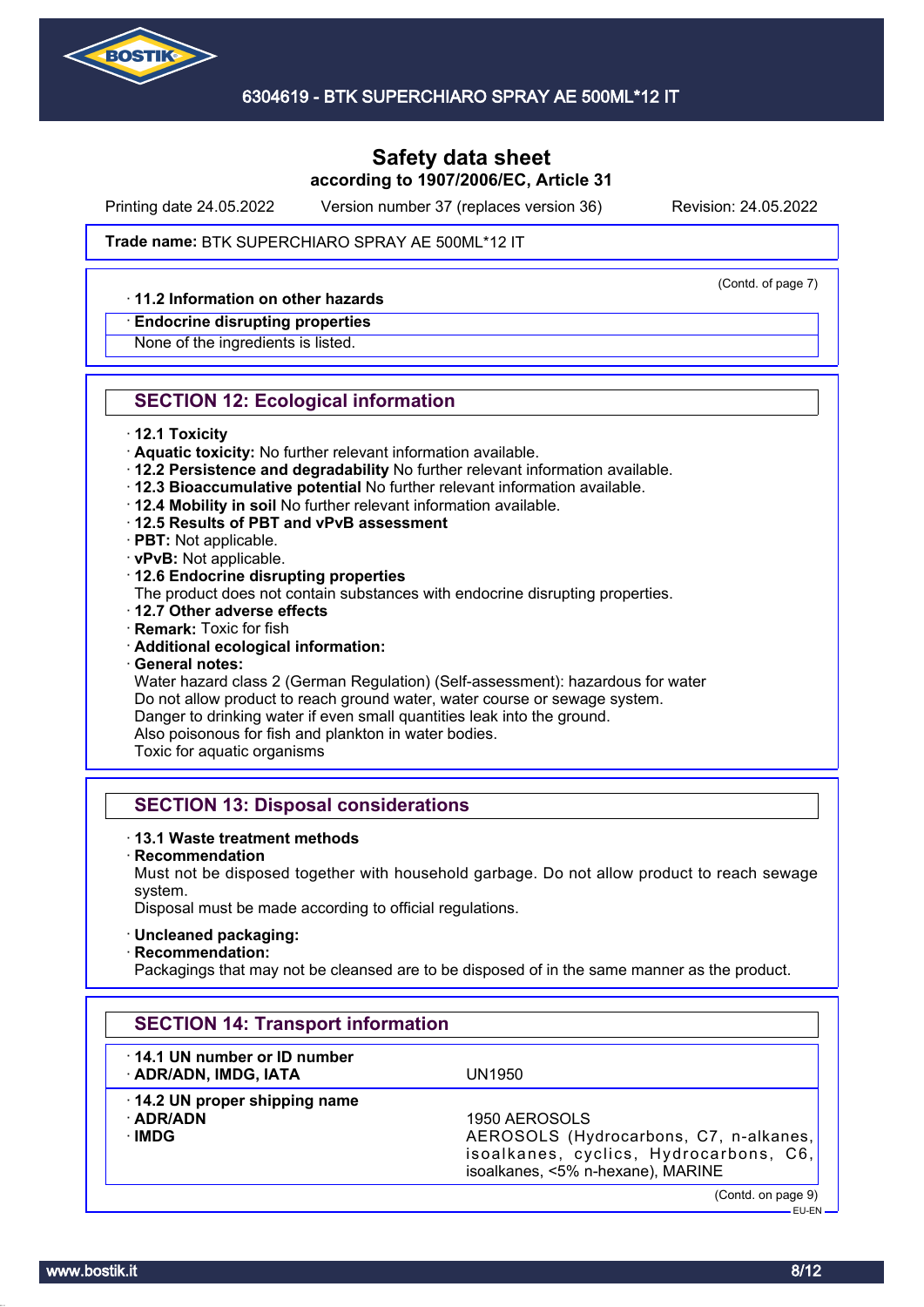Safety data sheet
according to 1907/2006/EC, Article 31

Printing date 24.05.2022 Version number 37 (replaces version 36) Revision: 24.05.2022

**Trade name:** BTK SUPERCHIARO SPRAY AE 500ML*12 IT

(Contd. of page 7)

· **11.2 Information on other hazards**

· **Endocrine disrupting properties**
None of the ingredients is listed.

## SECTION 12: Ecological information

· **12.1 Toxicity**
· **Aquatic toxicity:** No further relevant information available.
· **12.2 Persistence and degradability** No further relevant information available.
· **12.3 Bioaccumulative potential** No further relevant information available.
· **12.4 Mobility in soil** No further relevant information available.
· **12.5 Results of PBT and vPvB assessment**
· **PBT:** Not applicable.
· **vPvB:** Not applicable.
· **12.6 Endocrine disrupting properties**
The product does not contain substances with endocrine disrupting properties.
· **12.7 Other adverse effects**
· **Remark:** Toxic for fish
· **Additional ecological information:**
· **General notes:**
Water hazard class 2 (German Regulation) (Self-assessment): hazardous for water
Do not allow product to reach ground water, water course or sewage system.
Danger to drinking water if even small quantities leak into the ground.
Also poisonous for fish and plankton in water bodies.
Toxic for aquatic organisms

## SECTION 13: Disposal considerations

· **13.1 Waste treatment methods**
· **Recommendation**
Must not be disposed together with household garbage. Do not allow product to reach sewage system.
Disposal must be made according to official regulations.

· **Uncleaned packaging:**
· **Recommendation:**
Packagings that may not be cleansed are to be disposed of in the same manner as the product.

## SECTION 14: Transport information

| | |
|---|---|
| · **14.1 UN number or ID number** | |
| · **ADR/ADN, IMDG, IATA** | UN1950 |
| · **14.2 UN proper shipping name** | |
| · **ADR/ADN** | 1950 AEROSOLS |
| · **IMDG** | AEROSOLS (Hydrocarbons, C7, n-alkanes, isoalkanes, cyclics, Hydrocarbons, C6, isoalkanes, <5% n-hexane), MARINE |

(Contd. on page 9)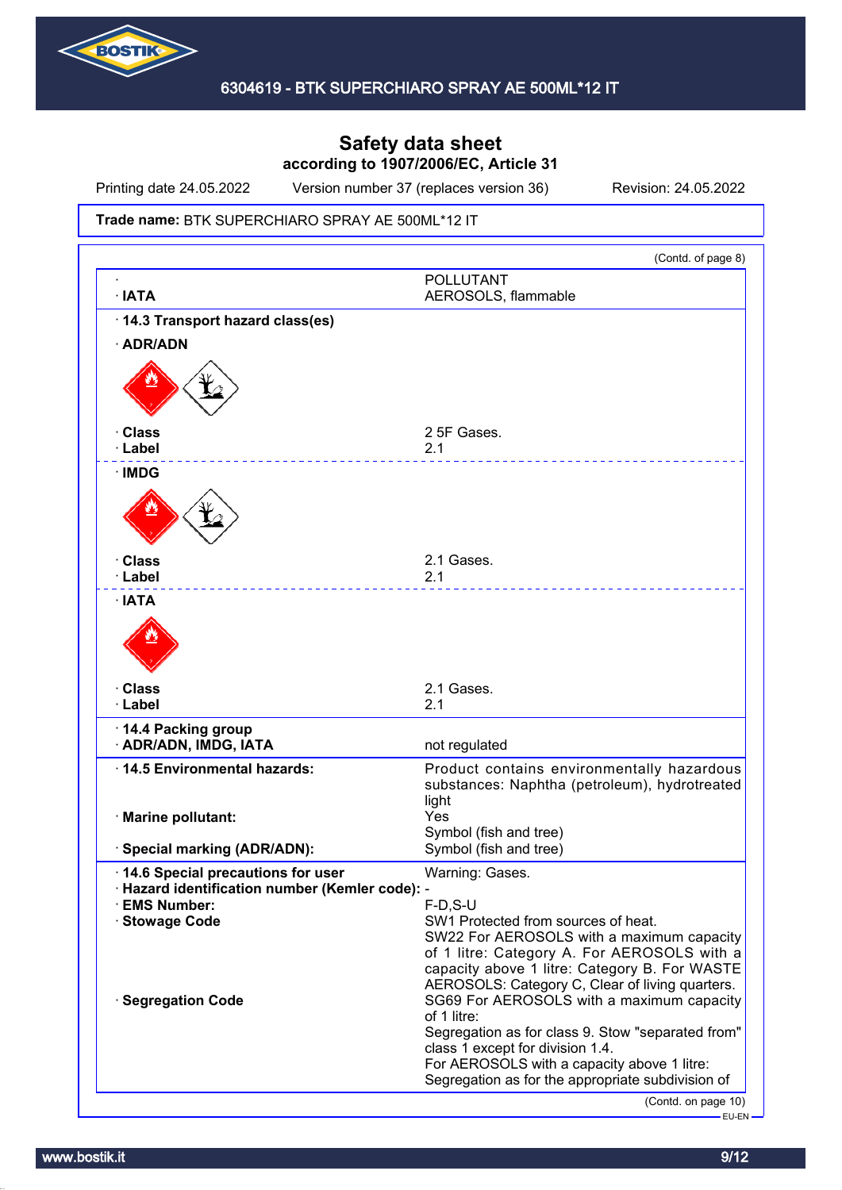# Safety data sheet
**according to 1907/2006/EC, Article 31**

Printing date 24.05.2022 Version number 37 (replaces version 36) Revision: 24.05.2022

**Trade name:** BTK SUPERCHIARO SPRAY AE 500ML*12 IT

(Contd. of page 8)

| | |
|---|---|
| · | POLLUTANT |
| · **IATA** | AEROSOLS, flammable |

· **14.3 Transport hazard class(es)**

· **ADR/ADN**

| | |
|---|---|
| · **Class** | 2 5F Gases. |
| · **Label** | 2.1 |

· **IMDG**

| | |
|---|---|
| · **Class** | 2.1 Gases. |
| · **Label** | 2.1 |

· **IATA**

| | |
|---|---|
| · **Class** | 2.1 Gases. |
| · **Label** | 2.1 |

| | |
|---|---|
| · **14.4 Packing group** | |
| · **ADR/ADN, IMDG, IATA** | not regulated |
| · **14.5 Environmental hazards:** | Product contains environmentally hazardous substances: Naphtha (petroleum), hydrotreated light |
| · **Marine pollutant:** | Yes<br>Symbol (fish and tree) |
| · **Special marking (ADR/ADN):** | Symbol (fish and tree) |
| · **14.6 Special precautions for user** | Warning: Gases. |
| · **Hazard identification number (Kemler code):** | - |
| · **EMS Number:** | F-D,S-U |
| · **Stowage Code** | SW1 Protected from sources of heat.<br>SW22 For AEROSOLS with a maximum capacity of 1 litre: Category A. For AEROSOLS with a capacity above 1 litre: Category B. For WASTE AEROSOLS: Category C, Clear of living quarters. |
| · **Segregation Code** | SG69 For AEROSOLS with a maximum capacity of 1 litre:<br>Segregation as for class 9. Stow "separated from" class 1 except for division 1.4.<br>For AEROSOLS with a capacity above 1 litre:<br>Segregation as for the appropriate subdivision of |

(Contd. on page 10)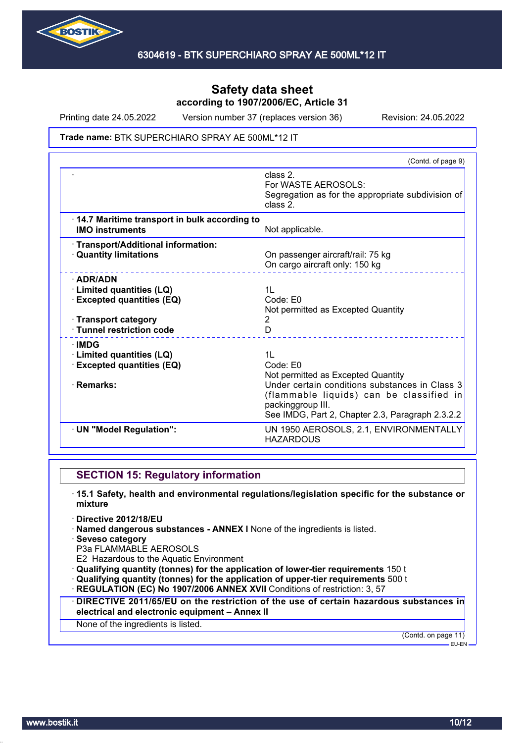Safety data sheet
according to 1907/2006/EC, Article 31

Printing date 24.05.2022 Version number 37 (replaces version 36) Revision: 24.05.2022

**Trade name:** BTK SUPERCHIARO SPRAY AE 500ML*12 IT

(Contd. of page 9)

| | |
|---|---|
| · | class 2.<br>For WASTE AEROSOLS:<br>Segregation as for the appropriate subdivision of class 2. |
| · **14.7 Maritime transport in bulk according to IMO instruments** | Not applicable. |
| · **Transport/Additional information:** | |
| · **Quantity limitations** | On passenger aircraft/rail: 75 kg<br>On cargo aircraft only: 150 kg |
| · **ADR/ADN** | |
| · **Limited quantities (LQ)** | 1L |
| · **Excepted quantities (EQ)** | Code: E0<br>Not permitted as Excepted Quantity |
| · **Transport category** | 2 |
| · **Tunnel restriction code** | D |
| · **IMDG** | |
| · **Limited quantities (LQ)** | 1L |
| · **Excepted quantities (EQ)** | Code: E0<br>Not permitted as Excepted Quantity |
| · **Remarks:** | Under certain conditions substances in Class 3 (flammable liquids) can be classified in packinggroup III.<br>See IMDG, Part 2, Chapter 2.3, Paragraph 2.3.2.2 |
| · **UN "Model Regulation":** | UN 1950 AEROSOLS, 2.1, ENVIRONMENTALLY HAZARDOUS |

## SECTION 15: Regulatory information

· **15.1 Safety, health and environmental regulations/legislation specific for the substance or mixture**

· **Directive 2012/18/EU**
· **Named dangerous substances - ANNEX I** None of the ingredients is listed.
· **Seveso category**
P3a FLAMMABLE AEROSOLS
E2 Hazardous to the Aquatic Environment
· **Qualifying quantity (tonnes) for the application of lower-tier requirements** 150 t
· **Qualifying quantity (tonnes) for the application of upper-tier requirements** 500 t
· **REGULATION (EC) No 1907/2006 ANNEX XVII** Conditions of restriction: 3, 57

· **DIRECTIVE 2011/65/EU on the restriction of the use of certain hazardous substances in electrical and electronic equipment – Annex II**

None of the ingredients is listed.

(Contd. on page 11)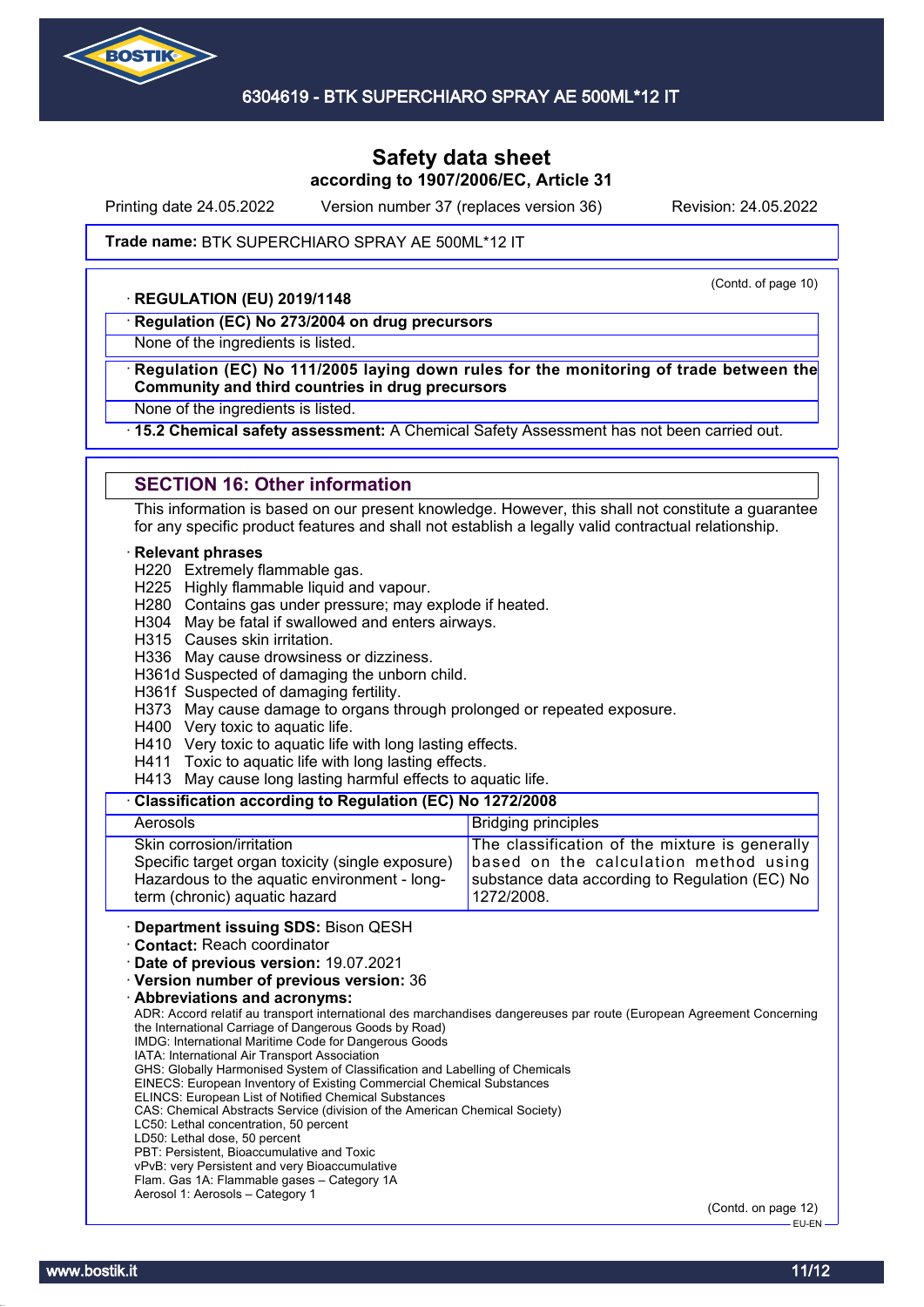Safety data sheet
according to 1907/2006/EC, Article 31

Printing date 24.05.2022 Version number 37 (replaces version 36) Revision: 24.05.2022

**Trade name:** BTK SUPERCHIARO SPRAY AE 500ML*12 IT

(Contd. of page 10)

· **REGULATION (EU) 2019/1148**

· **Regulation (EC) No 273/2004 on drug precursors**

None of the ingredients is listed.

· **Regulation (EC) No 111/2005 laying down rules for the monitoring of trade between the Community and third countries in drug precursors**

None of the ingredients is listed.

· **15.2 Chemical safety assessment:** A Chemical Safety Assessment has not been carried out.

## SECTION 16: Other information

This information is based on our present knowledge. However, this shall not constitute a guarantee for any specific product features and shall not establish a legally valid contractual relationship.

· **Relevant phrases**

H220 Extremely flammable gas.
H225 Highly flammable liquid and vapour.
H280 Contains gas under pressure; may explode if heated.
H304 May be fatal if swallowed and enters airways.
H315 Causes skin irritation.
H336 May cause drowsiness or dizziness.
H361d Suspected of damaging the unborn child.
H361f Suspected of damaging fertility.
H373 May cause damage to organs through prolonged or repeated exposure.
H400 Very toxic to aquatic life.
H410 Very toxic to aquatic life with long lasting effects.
H411 Toxic to aquatic life with long lasting effects.
H413 May cause long lasting harmful effects to aquatic life.

· **Classification according to Regulation (EC) No 1272/2008**

| | |
|---|---|
| Aerosols | Bridging principles |
| Skin corrosion/irritation<br>Specific target organ toxicity (single exposure)<br>Hazardous to the aquatic environment - long-term (chronic) aquatic hazard | The classification of the mixture is generally based on the calculation method using substance data according to Regulation (EC) No 1272/2008. |

· **Department issuing SDS:** Bison QESH
· **Contact:** Reach coordinator
· **Date of previous version:** 19.07.2021
· **Version number of previous version:** 36
· **Abbreviations and acronyms:**

ADR: Accord relatif au transport international des marchandises dangereuses par route (European Agreement Concerning the International Carriage of Dangerous Goods by Road)
IMDG: International Maritime Code for Dangerous Goods
IATA: International Air Transport Association
GHS: Globally Harmonised System of Classification and Labelling of Chemicals
EINECS: European Inventory of Existing Commercial Chemical Substances
ELINCS: European List of Notified Chemical Substances
CAS: Chemical Abstracts Service (division of the American Chemical Society)
LC50: Lethal concentration, 50 percent
LD50: Lethal dose, 50 percent
PBT: Persistent, Bioaccumulative and Toxic
vPvB: very Persistent and very Bioaccumulative
Flam. Gas 1A: Flammable gases – Category 1A
Aerosol 1: Aerosols – Category 1

(Contd. on page 12)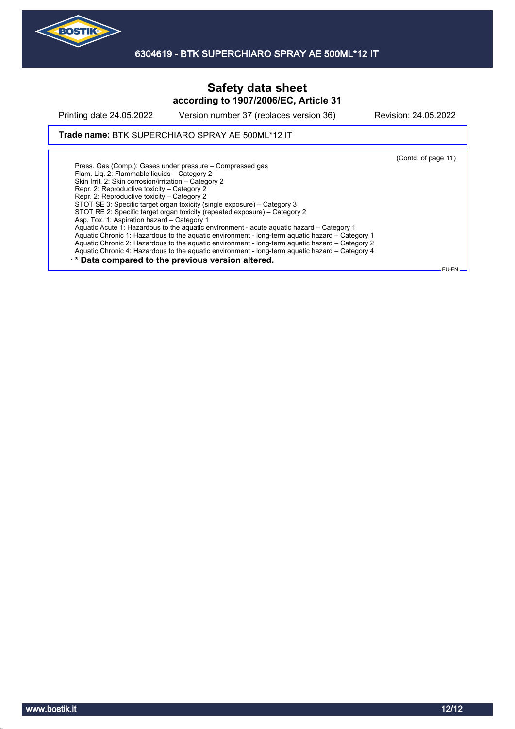# Safety data sheet
**according to 1907/2006/EC, Article 31**

Printing date 24.05.2022 Version number 37 (replaces version 36) Revision: 24.05.2022

**Trade name:** BTK SUPERCHIARO SPRAY AE 500ML*12 IT

(Contd. of page 11)

Press. Gas (Comp.): Gases under pressure – Compressed gas
Flam. Liq. 2: Flammable liquids – Category 2
Skin Irrit. 2: Skin corrosion/irritation – Category 2
Repr. 2: Reproductive toxicity – Category 2
Repr. 2: Reproductive toxicity – Category 2
STOT SE 3: Specific target organ toxicity (single exposure) – Category 3
STOT RE 2: Specific target organ toxicity (repeated exposure) – Category 2
Asp. Tox. 1: Aspiration hazard – Category 1
Aquatic Acute 1: Hazardous to the aquatic environment - acute aquatic hazard – Category 1
Aquatic Chronic 1: Hazardous to the aquatic environment - long-term aquatic hazard – Category 1
Aquatic Chronic 2: Hazardous to the aquatic environment - long-term aquatic hazard – Category 2
Aquatic Chronic 4: Hazardous to the aquatic environment - long-term aquatic hazard – Category 4

· **\* Data compared to the previous version altered.**

EU-EN